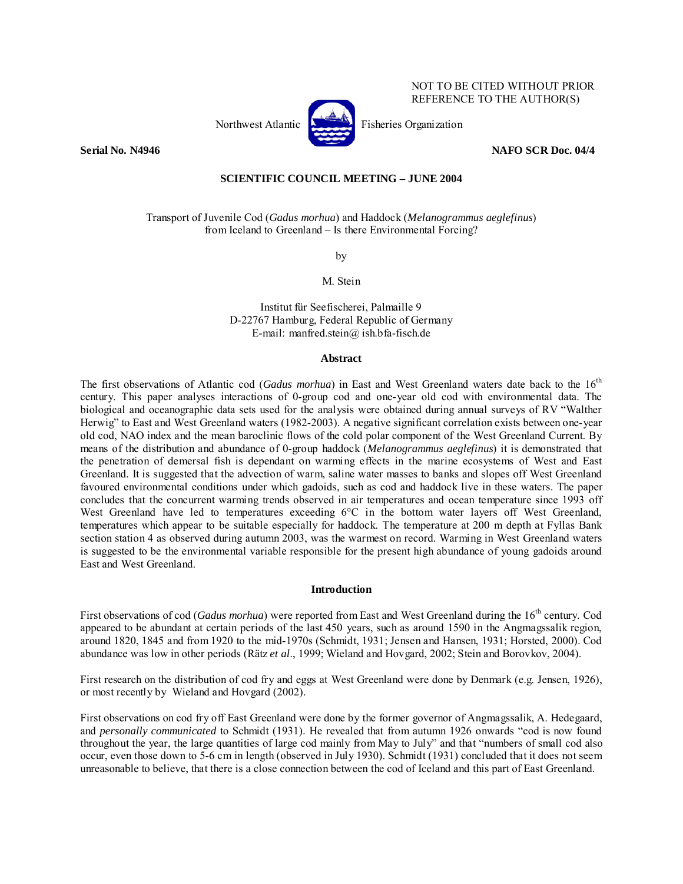NOT TO BE CITED WITHOUT PRIOR REFERENCE TO THE AUTHOR(S)

Northwest Atlantic Fisheries Organization

**Serial No. N4946** **NAFO SCR Doc. 04/4**

**SCIENTIFIC COUNCIL MEETING – JUNE 2004**

# Transport of Juvenile Cod (*Gadus morhua*) and Haddock (*Melanogrammus aeglefinus*) from Iceland to Greenland – Is there Environmental Forcing?

by

M. Stein

Institut für Seefischerei, Palmaille 9
D-22767 Hamburg, Federal Republic of Germany
E-mail: manfred.stein@ ish.bfa-fisch.de

## Abstract

The first observations of Atlantic cod (*Gadus morhua*) in East and West Greenland waters date back to the 16th century. This paper analyses interactions of 0-group cod and one-year old cod with environmental data. The biological and oceanographic data sets used for the analysis were obtained during annual surveys of RV "Walther Herwig" to East and West Greenland waters (1982-2003). A negative significant correlation exists between one-year old cod, NAO index and the mean baroclinic flows of the cold polar component of the West Greenland Current. By means of the distribution and abundance of 0-group haddock (*Melanogrammus aeglefinus*) it is demonstrated that the penetration of demersal fish is dependant on warming effects in the marine ecosystems of West and East Greenland. It is suggested that the advection of warm, saline water masses to banks and slopes off West Greenland favoured environmental conditions under which gadoids, such as cod and haddock live in these waters. The paper concludes that the concurrent warming trends observed in air temperatures and ocean temperature since 1993 off West Greenland have led to temperatures exceeding 6°C in the bottom water layers off West Greenland, temperatures which appear to be suitable especially for haddock. The temperature at 200 m depth at Fyllas Bank section station 4 as observed during autumn 2003, was the warmest on record. Warming in West Greenland waters is suggested to be the environmental variable responsible for the present high abundance of young gadoids around East and West Greenland.

## Introduction

First observations of cod (*Gadus morhua*) were reported from East and West Greenland during the 16th century. Cod appeared to be abundant at certain periods of the last 450 years, such as around 1590 in the Angmagssalik region, around 1820, 1845 and from 1920 to the mid-1970s (Schmidt, 1931; Jensen and Hansen, 1931; Horsted, 2000). Cod abundance was low in other periods (Rätz *et al*., 1999; Wieland and Hovgard, 2002; Stein and Borovkov, 2004).

First research on the distribution of cod fry and eggs at West Greenland were done by Denmark (e.g. Jensen, 1926), or most recently by Wieland and Hovgard (2002).

First observations on cod fry off East Greenland were done by the former governor of Angmagssalik, A. Hedegaard, and *personally communicated* to Schmidt (1931). He revealed that from autumn 1926 onwards "cod is now found throughout the year, the large quantities of large cod mainly from May to July" and that "numbers of small cod also occur, even those down to 5-6 cm in length (observed in July 1930). Schmidt (1931) concluded that it does not seem unreasonable to believe, that there is a close connection between the cod of Iceland and this part of East Greenland.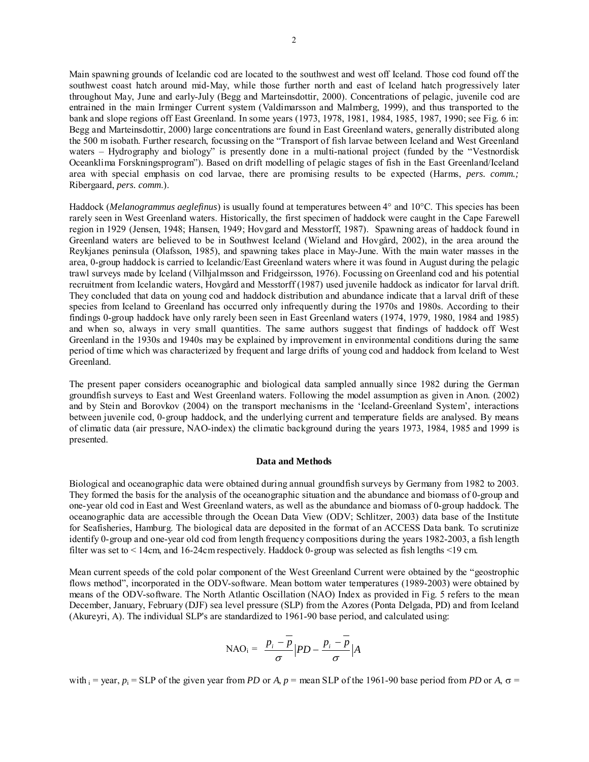Main spawning grounds of Icelandic cod are located to the southwest and west off Iceland. Those cod found off the southwest coast hatch around mid-May, while those further north and east of Iceland hatch progressively later throughout May, June and early-July (Begg and Marteinsdottir, 2000). Concentrations of pelagic, juvenile cod are entrained in the main Irminger Current system (Valdimarsson and Malmberg, 1999), and thus transported to the bank and slope regions off East Greenland. In some years (1973, 1978, 1981, 1984, 1985, 1987, 1990; see Fig. 6 in: Begg and Marteinsdottir, 2000) large concentrations are found in East Greenland waters, generally distributed along the 500 m isobath. Further research, focussing on the "Transport of fish larvae between Iceland and West Greenland waters – Hydrography and biology" is presently done in a multi-national project (funded by the "Vestnordisk Oceanklima Forskningsprogram"). Based on drift modelling of pelagic stages of fish in the East Greenland/Iceland area with special emphasis on cod larvae, there are promising results to be expected (Harms, *pers. comm.;* Ribergaard, *pers. comm.*).

Haddock (*Melanogrammus aeglefinus*) is usually found at temperatures between 4° and 10°C. This species has been rarely seen in West Greenland waters. Historically, the first specimen of haddock were caught in the Cape Farewell region in 1929 (Jensen, 1948; Hansen, 1949; Hovgard and Messtorff, 1987). Spawning areas of haddock found in Greenland waters are believed to be in Southwest Iceland (Wieland and Hovgård, 2002), in the area around the Reykjanes peninsula (Olafsson, 1985), and spawning takes place in May-June. With the main water masses in the area, 0-group haddock is carried to Icelandic/East Greenland waters where it was found in August during the pelagic trawl surveys made by Iceland (Vilhjalmsson and Fridgeirsson, 1976). Focussing on Greenland cod and his potential recruitment from Icelandic waters, Hovgård and Messtorff (1987) used juvenile haddock as indicator for larval drift. They concluded that data on young cod and haddock distribution and abundance indicate that a larval drift of these species from Iceland to Greenland has occurred only infrequently during the 1970s and 1980s. According to their findings 0-group haddock have only rarely been seen in East Greenland waters (1974, 1979, 1980, 1984 and 1985) and when so, always in very small quantities. The same authors suggest that findings of haddock off West Greenland in the 1930s and 1940s may be explained by improvement in environmental conditions during the same period of time which was characterized by frequent and large drifts of young cod and haddock from Iceland to West Greenland.

The present paper considers oceanographic and biological data sampled annually since 1982 during the German groundfish surveys to East and West Greenland waters. Following the model assumption as given in Anon. (2002) and by Stein and Borovkov (2004) on the transport mechanisms in the 'Iceland-Greenland System', interactions between juvenile cod, 0-group haddock, and the underlying current and temperature fields are analysed. By means of climatic data (air pressure, NAO-index) the climatic background during the years 1973, 1984, 1985 and 1999 is presented.

## Data and Methods

Biological and oceanographic data were obtained during annual groundfish surveys by Germany from 1982 to 2003. They formed the basis for the analysis of the oceanographic situation and the abundance and biomass of 0-group and one-year old cod in East and West Greenland waters, as well as the abundance and biomass of 0-group haddock. The oceanographic data are accessible through the Ocean Data View (ODV; Schlitzer, 2003) data base of the Institute for Seafisheries, Hamburg. The biological data are deposited in the format of an ACCESS Data bank. To scrutinize identify 0-group and one-year old cod from length frequency compositions during the years 1982-2003, a fish length filter was set to < 14cm, and 16-24cm respectively. Haddock 0-group was selected as fish lengths <19 cm.

Mean current speeds of the cold polar component of the West Greenland Current were obtained by the "geostrophic flows method", incorporated in the ODV-software. Mean bottom water temperatures (1989-2003) were obtained by means of the ODV-software. The North Atlantic Oscillation (NAO) Index as provided in Fig. 5 refers to the mean December, January, February (DJF) sea level pressure (SLP) from the Azores (Ponta Delgada, PD) and from Iceland (Akureyri, A). The individual SLP's are standardized to 1961-90 base period, and calculated using:

$$\mathrm{NAO}_i = \frac{p_i - \overline{p}}{\sigma}\Big|PD - \frac{p_i - \overline{p}}{\sigma}\Big|A$$

with $_i$ = year, $p_i$ = SLP of the given year from *PD* or *A*, $p$ = mean SLP of the 1961-90 base period from *PD* or *A*, $\sigma$ =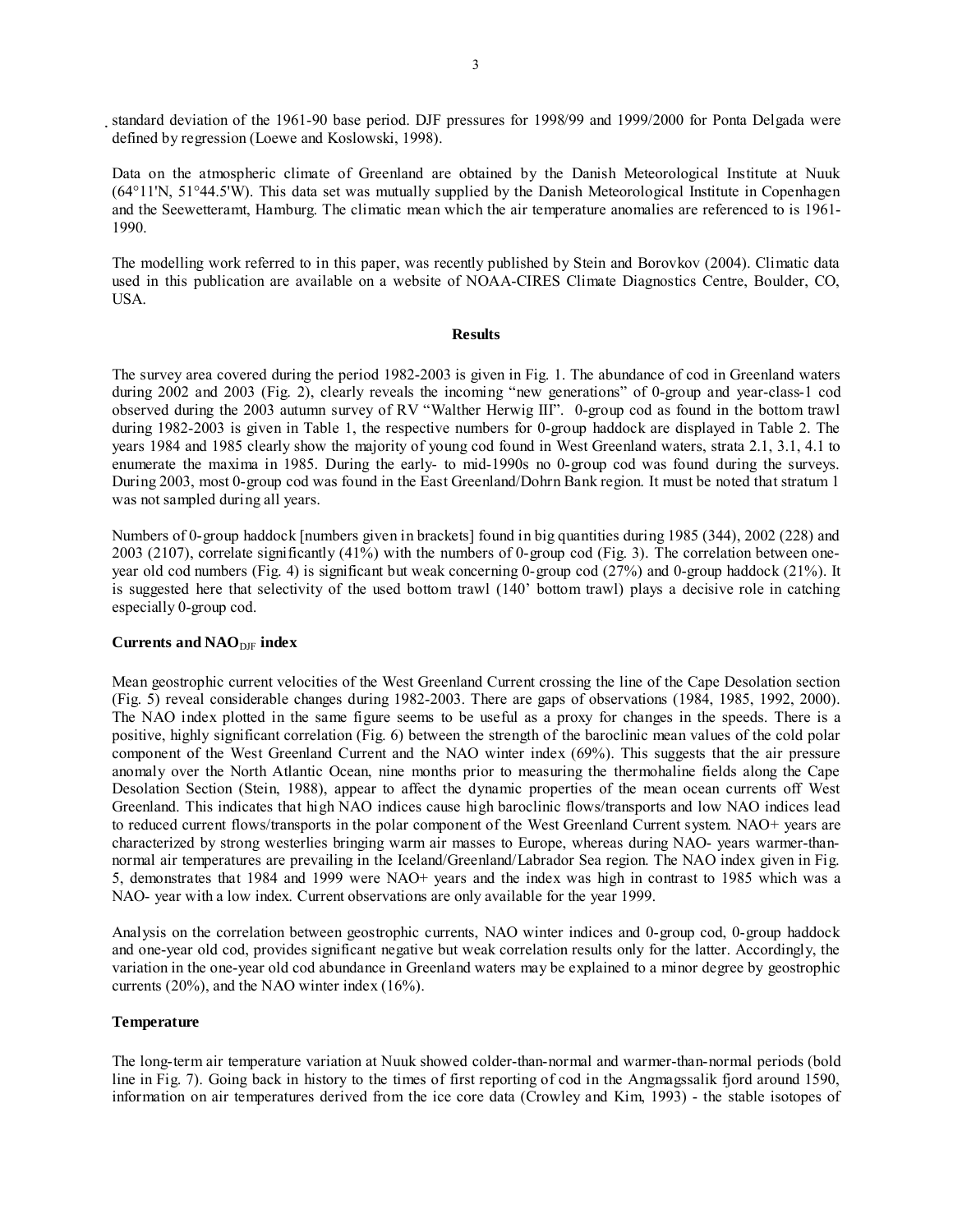standard deviation of the 1961-90 base period. DJF pressures for 1998/99 and 1999/2000 for Ponta Delgada were defined by regression (Loewe and Koslowski, 1998).

Data on the atmospheric climate of Greenland are obtained by the Danish Meteorological Institute at Nuuk (64°11'N, 51°44.5'W). This data set was mutually supplied by the Danish Meteorological Institute in Copenhagen and the Seewetteramt, Hamburg. The climatic mean which the air temperature anomalies are referenced to is 1961-1990.

The modelling work referred to in this paper, was recently published by Stein and Borovkov (2004). Climatic data used in this publication are available on a website of NOAA-CIRES Climate Diagnostics Centre, Boulder, CO, USA.

## Results

The survey area covered during the period 1982-2003 is given in Fig. 1. The abundance of cod in Greenland waters during 2002 and 2003 (Fig. 2), clearly reveals the incoming "new generations" of 0-group and year-class-1 cod observed during the 2003 autumn survey of RV "Walther Herwig III". 0-group cod as found in the bottom trawl during 1982-2003 is given in Table 1, the respective numbers for 0-group haddock are displayed in Table 2. The years 1984 and 1985 clearly show the majority of young cod found in West Greenland waters, strata 2.1, 3.1, 4.1 to enumerate the maxima in 1985. During the early- to mid-1990s no 0-group cod was found during the surveys. During 2003, most 0-group cod was found in the East Greenland/Dohrn Bank region. It must be noted that stratum 1 was not sampled during all years.

Numbers of 0-group haddock [numbers given in brackets] found in big quantities during 1985 (344), 2002 (228) and 2003 (2107), correlate significantly (41%) with the numbers of 0-group cod (Fig. 3). The correlation between one-year old cod numbers (Fig. 4) is significant but weak concerning 0-group cod (27%) and 0-group haddock (21%). It is suggested here that selectivity of the used bottom trawl (140' bottom trawl) plays a decisive role in catching especially 0-group cod.

### Currents and $NAO_{DJF}$ index

Mean geostrophic current velocities of the West Greenland Current crossing the line of the Cape Desolation section (Fig. 5) reveal considerable changes during 1982-2003. There are gaps of observations (1984, 1985, 1992, 2000). The NAO index plotted in the same figure seems to be useful as a proxy for changes in the speeds. There is a positive, highly significant correlation (Fig. 6) between the strength of the baroclinic mean values of the cold polar component of the West Greenland Current and the NAO winter index (69%). This suggests that the air pressure anomaly over the North Atlantic Ocean, nine months prior to measuring the thermohaline fields along the Cape Desolation Section (Stein, 1988), appear to affect the dynamic properties of the mean ocean currents off West Greenland. This indicates that high NAO indices cause high baroclinic flows/transports and low NAO indices lead to reduced current flows/transports in the polar component of the West Greenland Current system. NAO+ years are characterized by strong westerlies bringing warm air masses to Europe, whereas during NAO- years warmer-than-normal air temperatures are prevailing in the Iceland/Greenland/Labrador Sea region. The NAO index given in Fig. 5, demonstrates that 1984 and 1999 were NAO+ years and the index was high in contrast to 1985 which was a NAO- year with a low index. Current observations are only available for the year 1999.

Analysis on the correlation between geostrophic currents, NAO winter indices and 0-group cod, 0-group haddock and one-year old cod, provides significant negative but weak correlation results only for the latter. Accordingly, the variation in the one-year old cod abundance in Greenland waters may be explained to a minor degree by geostrophic currents (20%), and the NAO winter index (16%).

### Temperature

The long-term air temperature variation at Nuuk showed colder-than-normal and warmer-than-normal periods (bold line in Fig. 7). Going back in history to the times of first reporting of cod in the Angmagssalik fjord around 1590, information on air temperatures derived from the ice core data (Crowley and Kim, 1993) - the stable isotopes of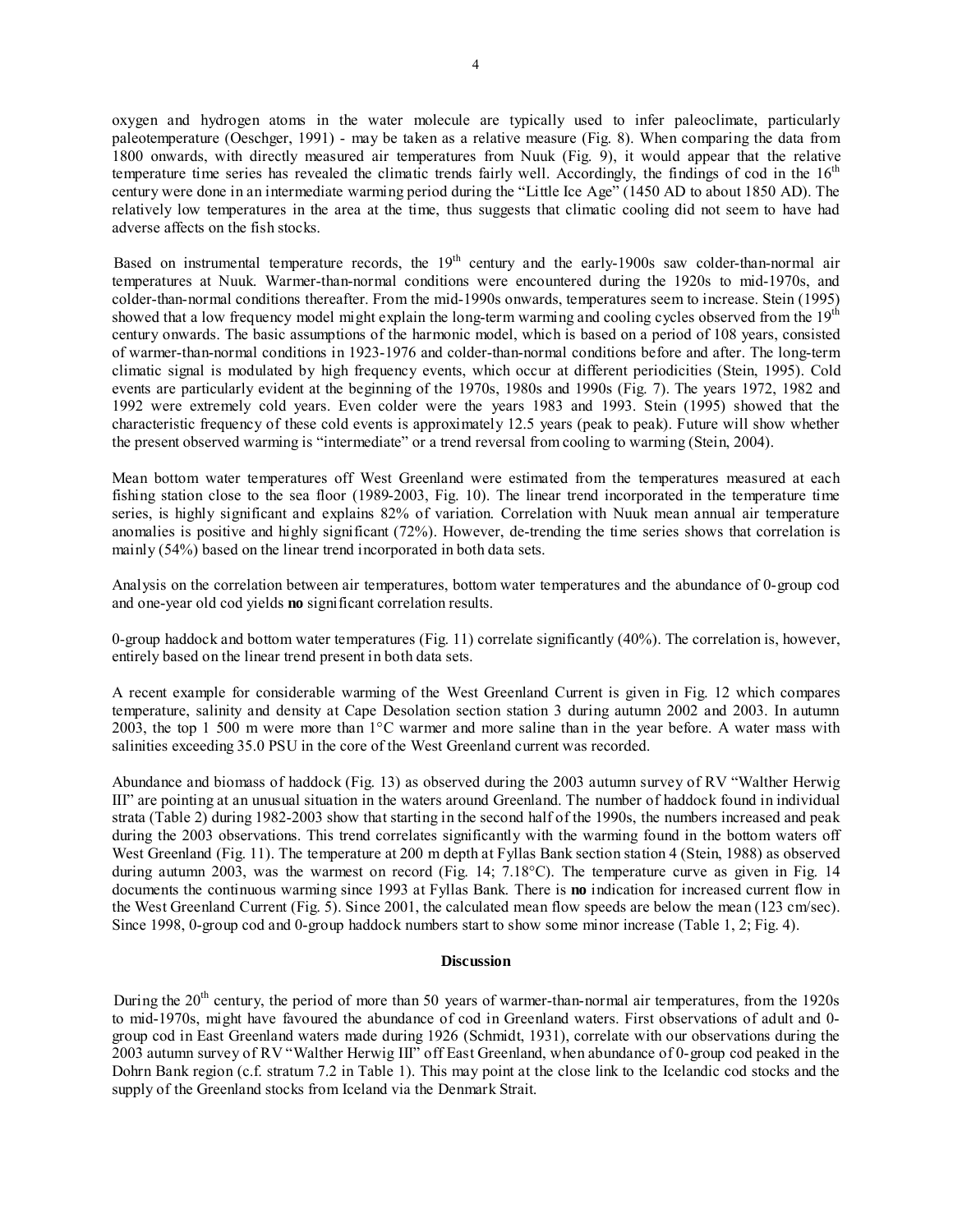oxygen and hydrogen atoms in the water molecule are typically used to infer paleoclimate, particularly paleotemperature (Oeschger, 1991) - may be taken as a relative measure (Fig. 8). When comparing the data from 1800 onwards, with directly measured air temperatures from Nuuk (Fig. 9), it would appear that the relative temperature time series has revealed the climatic trends fairly well. Accordingly, the findings of cod in the 16th century were done in an intermediate warming period during the "Little Ice Age" (1450 AD to about 1850 AD). The relatively low temperatures in the area at the time, thus suggests that climatic cooling did not seem to have had adverse affects on the fish stocks.

Based on instrumental temperature records, the 19th century and the early-1900s saw colder-than-normal air temperatures at Nuuk. Warmer-than-normal conditions were encountered during the 1920s to mid-1970s, and colder-than-normal conditions thereafter. From the mid-1990s onwards, temperatures seem to increase. Stein (1995) showed that a low frequency model might explain the long-term warming and cooling cycles observed from the 19th century onwards. The basic assumptions of the harmonic model, which is based on a period of 108 years, consisted of warmer-than-normal conditions in 1923-1976 and colder-than-normal conditions before and after. The long-term climatic signal is modulated by high frequency events, which occur at different periodicities (Stein, 1995). Cold events are particularly evident at the beginning of the 1970s, 1980s and 1990s (Fig. 7). The years 1972, 1982 and 1992 were extremely cold years. Even colder were the years 1983 and 1993. Stein (1995) showed that the characteristic frequency of these cold events is approximately 12.5 years (peak to peak). Future will show whether the present observed warming is "intermediate" or a trend reversal from cooling to warming (Stein, 2004).

Mean bottom water temperatures off West Greenland were estimated from the temperatures measured at each fishing station close to the sea floor (1989-2003, Fig. 10). The linear trend incorporated in the temperature time series, is highly significant and explains 82% of variation. Correlation with Nuuk mean annual air temperature anomalies is positive and highly significant (72%). However, de-trending the time series shows that correlation is mainly (54%) based on the linear trend incorporated in both data sets.

Analysis on the correlation between air temperatures, bottom water temperatures and the abundance of 0-group cod and one-year old cod yields **no** significant correlation results.

0-group haddock and bottom water temperatures (Fig. 11) correlate significantly (40%). The correlation is, however, entirely based on the linear trend present in both data sets.

A recent example for considerable warming of the West Greenland Current is given in Fig. 12 which compares temperature, salinity and density at Cape Desolation section station 3 during autumn 2002 and 2003. In autumn 2003, the top 1 500 m were more than 1°C warmer and more saline than in the year before. A water mass with salinities exceeding 35.0 PSU in the core of the West Greenland current was recorded.

Abundance and biomass of haddock (Fig. 13) as observed during the 2003 autumn survey of RV "Walther Herwig III" are pointing at an unusual situation in the waters around Greenland. The number of haddock found in individual strata (Table 2) during 1982-2003 show that starting in the second half of the 1990s, the numbers increased and peak during the 2003 observations. This trend correlates significantly with the warming found in the bottom waters off West Greenland (Fig. 11). The temperature at 200 m depth at Fyllas Bank section station 4 (Stein, 1988) as observed during autumn 2003, was the warmest on record (Fig. 14; 7.18°C). The temperature curve as given in Fig. 14 documents the continuous warming since 1993 at Fyllas Bank. There is **no** indication for increased current flow in the West Greenland Current (Fig. 5). Since 2001, the calculated mean flow speeds are below the mean (123 cm/sec). Since 1998, 0-group cod and 0-group haddock numbers start to show some minor increase (Table 1, 2; Fig. 4).

## Discussion

During the 20th century, the period of more than 50 years of warmer-than-normal air temperatures, from the 1920s to mid-1970s, might have favoured the abundance of cod in Greenland waters. First observations of adult and 0-group cod in East Greenland waters made during 1926 (Schmidt, 1931), correlate with our observations during the 2003 autumn survey of RV "Walther Herwig III" off East Greenland, when abundance of 0-group cod peaked in the Dohrn Bank region (c.f. stratum 7.2 in Table 1). This may point at the close link to the Icelandic cod stocks and the supply of the Greenland stocks from Iceland via the Denmark Strait.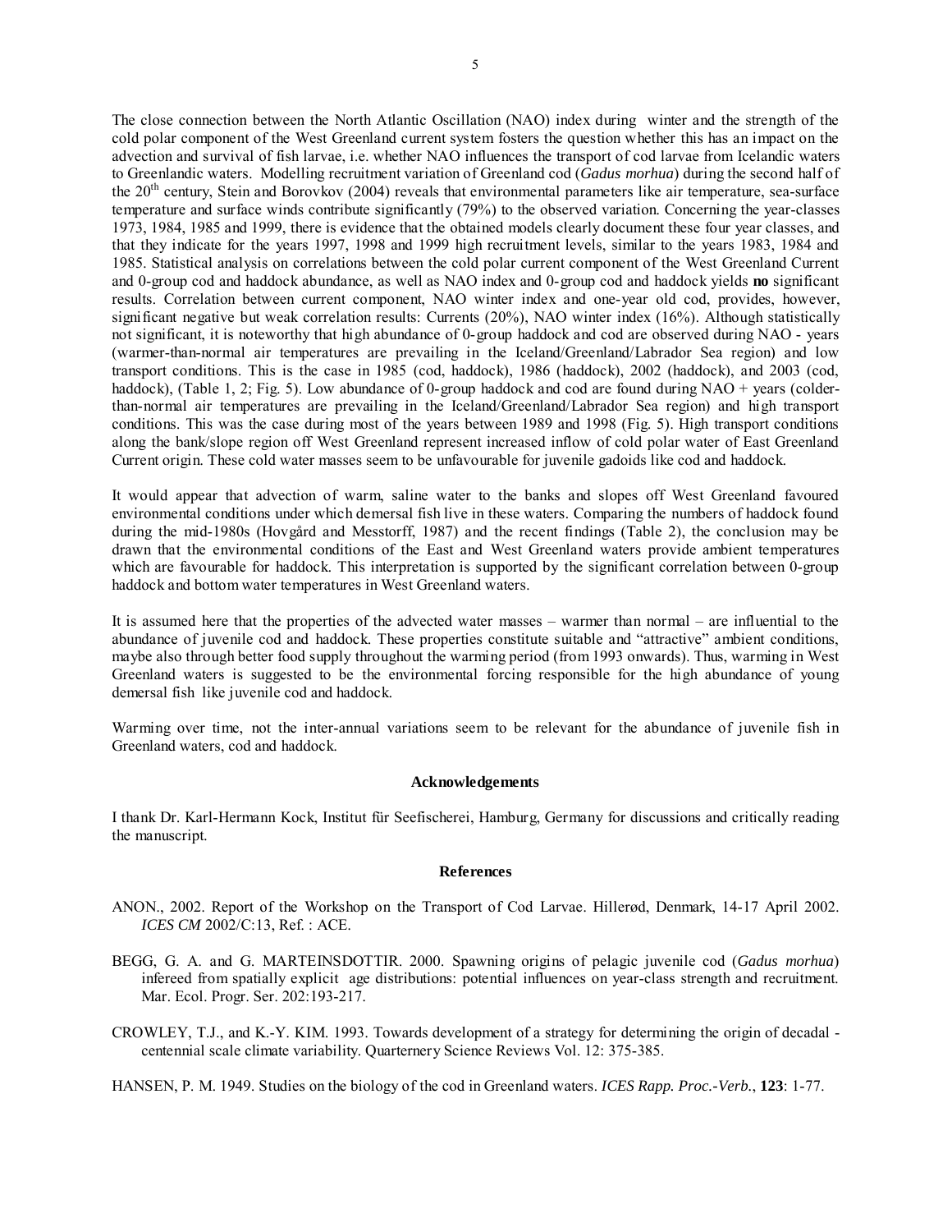The close connection between the North Atlantic Oscillation (NAO) index during winter and the strength of the cold polar component of the West Greenland current system fosters the question whether this has an impact on the advection and survival of fish larvae, i.e. whether NAO influences the transport of cod larvae from Icelandic waters to Greenlandic waters. Modelling recruitment variation of Greenland cod (*Gadus morhua*) during the second half of the 20th century, Stein and Borovkov (2004) reveals that environmental parameters like air temperature, sea-surface temperature and surface winds contribute significantly (79%) to the observed variation. Concerning the year-classes 1973, 1984, 1985 and 1999, there is evidence that the obtained models clearly document these four year classes, and that they indicate for the years 1997, 1998 and 1999 high recruitment levels, similar to the years 1983, 1984 and 1985. Statistical analysis on correlations between the cold polar current component of the West Greenland Current and 0-group cod and haddock abundance, as well as NAO index and 0-group cod and haddock yields **no** significant results. Correlation between current component, NAO winter index and one-year old cod, provides, however, significant negative but weak correlation results: Currents (20%), NAO winter index (16%). Although statistically not significant, it is noteworthy that high abundance of 0-group haddock and cod are observed during NAO - years (warmer-than-normal air temperatures are prevailing in the Iceland/Greenland/Labrador Sea region) and low transport conditions. This is the case in 1985 (cod, haddock), 1986 (haddock), 2002 (haddock), and 2003 (cod, haddock), (Table 1, 2; Fig. 5). Low abundance of 0-group haddock and cod are found during NAO + years (colder-than-normal air temperatures are prevailing in the Iceland/Greenland/Labrador Sea region) and high transport conditions. This was the case during most of the years between 1989 and 1998 (Fig. 5). High transport conditions along the bank/slope region off West Greenland represent increased inflow of cold polar water of East Greenland Current origin. These cold water masses seem to be unfavourable for juvenile gadoids like cod and haddock.

It would appear that advection of warm, saline water to the banks and slopes off West Greenland favoured environmental conditions under which demersal fish live in these waters. Comparing the numbers of haddock found during the mid-1980s (Hovgård and Messtorff, 1987) and the recent findings (Table 2), the conclusion may be drawn that the environmental conditions of the East and West Greenland waters provide ambient temperatures which are favourable for haddock. This interpretation is supported by the significant correlation between 0-group haddock and bottom water temperatures in West Greenland waters.

It is assumed here that the properties of the advected water masses – warmer than normal – are influential to the abundance of juvenile cod and haddock. These properties constitute suitable and "attractive" ambient conditions, maybe also through better food supply throughout the warming period (from 1993 onwards). Thus, warming in West Greenland waters is suggested to be the environmental forcing responsible for the high abundance of young demersal fish like juvenile cod and haddock.

Warming over time, not the inter-annual variations seem to be relevant for the abundance of juvenile fish in Greenland waters, cod and haddock.

## Acknowledgements

I thank Dr. Karl-Hermann Kock, Institut für Seefischerei, Hamburg, Germany for discussions and critically reading the manuscript.

## References

ANON., 2002. Report of the Workshop on the Transport of Cod Larvae. Hillerød, Denmark, 14-17 April 2002. *ICES CM* 2002/C:13, Ref. : ACE.

BEGG, G. A. and G. MARTEINSDOTTIR. 2000. Spawning origins of pelagic juvenile cod (*Gadus morhua*) infereed from spatially explicit age distributions: potential influences on year-class strength and recruitment. Mar. Ecol. Progr. Ser. 202:193-217.

CROWLEY, T.J., and K.-Y. KIM. 1993. Towards development of a strategy for determining the origin of decadal - centennial scale climate variability. Quarternery Science Reviews Vol. 12: 375-385.

HANSEN, P. M. 1949. Studies on the biology of the cod in Greenland waters. *ICES Rapp. Proc.-Verb.*, **123**: 1-77.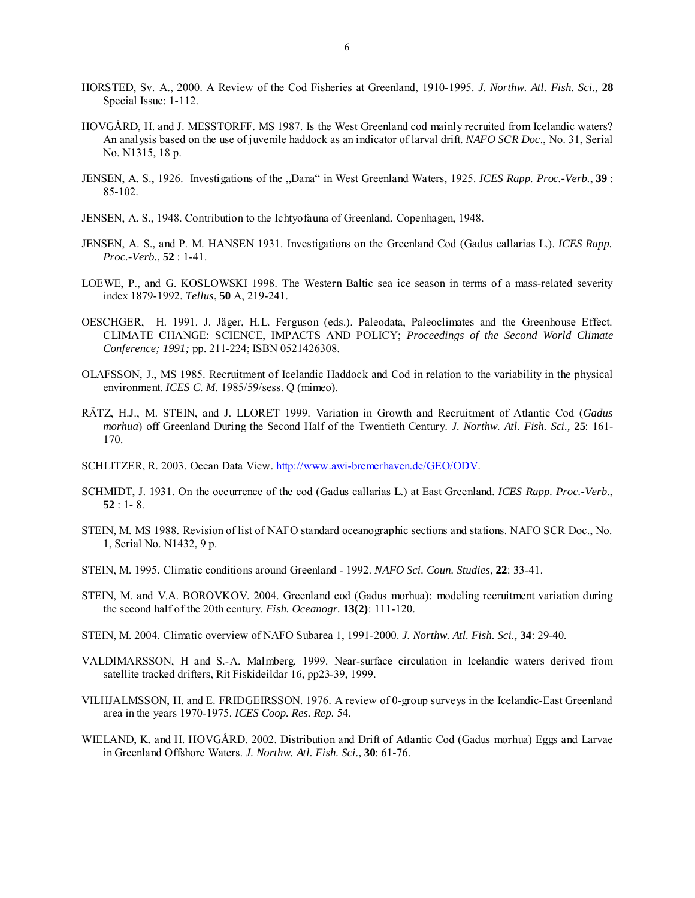HORSTED, Sv. A., 2000. A Review of the Cod Fisheries at Greenland, 1910-1995. *J. Northw. Atl. Fish. Sci.,* **28** Special Issue: 1-112.

HOVGÅRD, H. and J. MESSTORFF. MS 1987. Is the West Greenland cod mainly recruited from Icelandic waters? An analysis based on the use of juvenile haddock as an indicator of larval drift. *NAFO SCR Doc*., No. 31, Serial No. N1315, 18 p.

JENSEN, A. S., 1926. Investigations of the „Dana" in West Greenland Waters, 1925. *ICES Rapp. Proc.-Verb.*, **39** : 85-102.

JENSEN, A. S., 1948. Contribution to the Ichtyofauna of Greenland. Copenhagen, 1948.

JENSEN, A. S., and P. M. HANSEN 1931. Investigations on the Greenland Cod (Gadus callarias L.). *ICES Rapp. Proc.-Verb.*, **52** : 1-41.

LOEWE, P., and G. KOSLOWSKI 1998. The Western Baltic sea ice season in terms of a mass-related severity index 1879-1992. *Tellus*, **50** A, 219-241.

OESCHGER, H. 1991. J. Jäger, H.L. Ferguson (eds.). Paleodata, Paleoclimates and the Greenhouse Effect. CLIMATE CHANGE: SCIENCE, IMPACTS AND POLICY; *Proceedings of the Second World Climate Conference; 1991;* pp. 211-224; ISBN 0521426308.

OLAFSSON, J., MS 1985. Recruitment of Icelandic Haddock and Cod in relation to the variability in the physical environment. *ICES C. M.* 1985/59/sess. Q (mimeo).

RÄTZ, H.J., M. STEIN, and J. LLORET 1999. Variation in Growth and Recruitment of Atlantic Cod (*Gadus morhua*) off Greenland During the Second Half of the Twentieth Century. *J. Northw. Atl. Fish. Sci.,* **25**: 161-170.

SCHLITZER, R. 2003. Ocean Data View. http://www.awi-bremerhaven.de/GEO/ODV.

SCHMIDT, J. 1931. On the occurrence of the cod (Gadus callarias L.) at East Greenland. *ICES Rapp. Proc.-Verb.*, **52** : 1- 8.

STEIN, M. MS 1988. Revision of list of NAFO standard oceanographic sections and stations. NAFO SCR Doc., No. 1, Serial No. N1432, 9 p.

STEIN, M. 1995. Climatic conditions around Greenland - 1992. *NAFO Sci. Coun. Studies*, **22**: 33-41.

STEIN, M. and V.A. BOROVKOV. 2004. Greenland cod (Gadus morhua): modeling recruitment variation during the second half of the 20th century. *Fish. Oceanogr.* **13(2)**: 111-120.

STEIN, M. 2004. Climatic overview of NAFO Subarea 1, 1991-2000. *J. Northw. Atl. Fish. Sci.,* **34**: 29-40.

VALDIMARSSON, H and S.-A. Malmberg. 1999. Near-surface circulation in Icelandic waters derived from satellite tracked drifters, Rit Fiskideildar 16, pp23-39, 1999.

VILHJALMSSON, H. and E. FRIDGEIRSSON. 1976. A review of 0-group surveys in the Icelandic-East Greenland area in the years 1970-1975. *ICES Coop. Res. Rep.* 54.

WIELAND, K. and H. HOVGÅRD. 2002. Distribution and Drift of Atlantic Cod (Gadus morhua) Eggs and Larvae in Greenland Offshore Waters. *J. Northw. Atl. Fish. Sci.,* **30**: 61-76.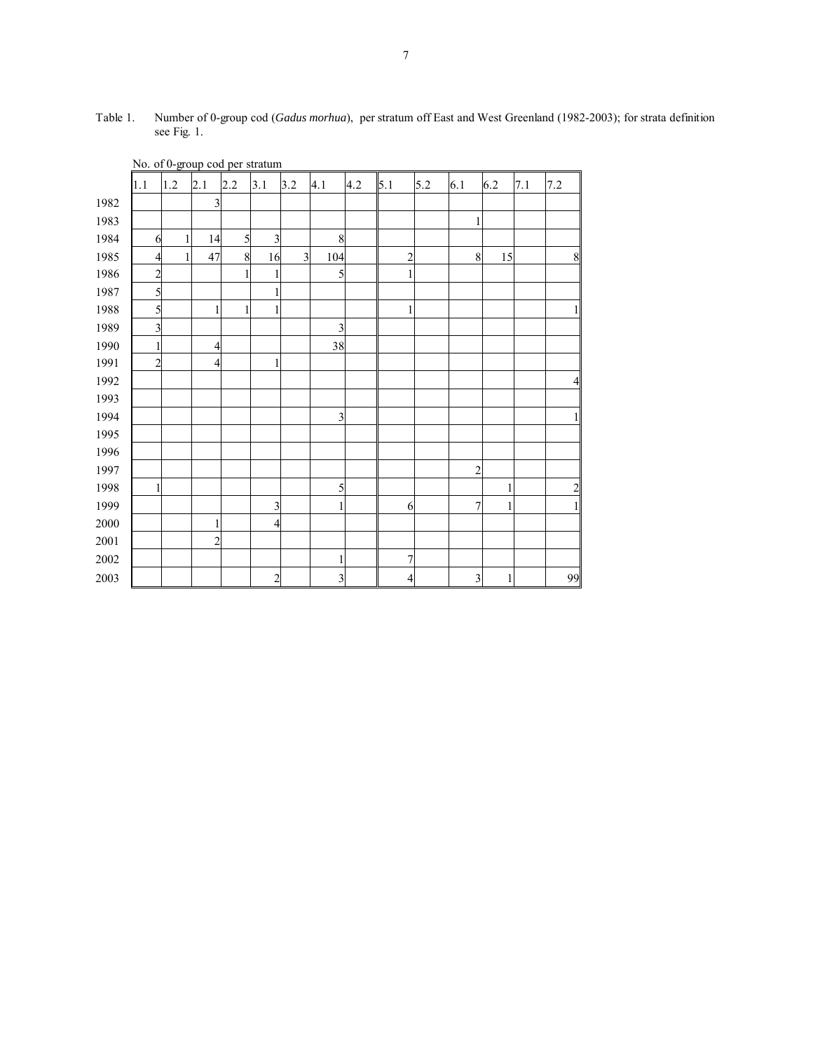Table 1. Number of 0-group cod (*Gadus morhua*), per stratum off East and West Greenland (1982-2003); for strata definition see Fig. 1.

No. of 0-group cod per stratum

| | 1.1 | 1.2 | 2.1 | 2.2 | 3.1 | 3.2 | 4.1 | 4.2 | 5.1 | 5.2 | 6.1 | 6.2 | 7.1 | 7.2 |
|---|---|---|---|---|---|---|---|---|---|---|---|---|---|---|
| 1982 | | | 3 | | | | | | | | | | | |
| 1983 | | | | | | | | | | | 1 | | | |
| 1984 | 6 | 1 | 14 | 5 | 3 | | 8 | | | | | | | |
| 1985 | 4 | 1 | 47 | 8 | 16 | 3 | 104 | | 2 | | 8 | 15 | | 8 |
| 1986 | 2 | | | 1 | 1 | | 5 | | 1 | | | | | |
| 1987 | 5 | | | | 1 | | | | | | | | | |
| 1988 | 5 | | 1 | 1 | 1 | | | | 1 | | | | | 1 |
| 1989 | 3 | | | | | | 3 | | | | | | | |
| 1990 | 1 | | 4 | | | | 38 | | | | | | | |
| 1991 | 2 | | 4 | | 1 | | | | | | | | | |
| 1992 | | | | | | | | | | | | | | 4 |
| 1993 | | | | | | | | | | | | | | |
| 1994 | | | | | | | 3 | | | | | | | 1 |
| 1995 | | | | | | | | | | | | | | |
| 1996 | | | | | | | | | | | | | | |
| 1997 | | | | | | | | | | | 2 | | | |
| 1998 | 1 | | | | | | 5 | | | | | 1 | | 2 |
| 1999 | | | | | 3 | | 1 | | 6 | | 7 | 1 | | 1 |
| 2000 | | | 1 | | 4 | | | | | | | | | |
| 2001 | | | 2 | | | | | | | | | | | |
| 2002 | | | | | | | 1 | | 7 | | | | | |
| 2003 | | | | | 2 | | 3 | | 4 | | 3 | 1 | | 99 |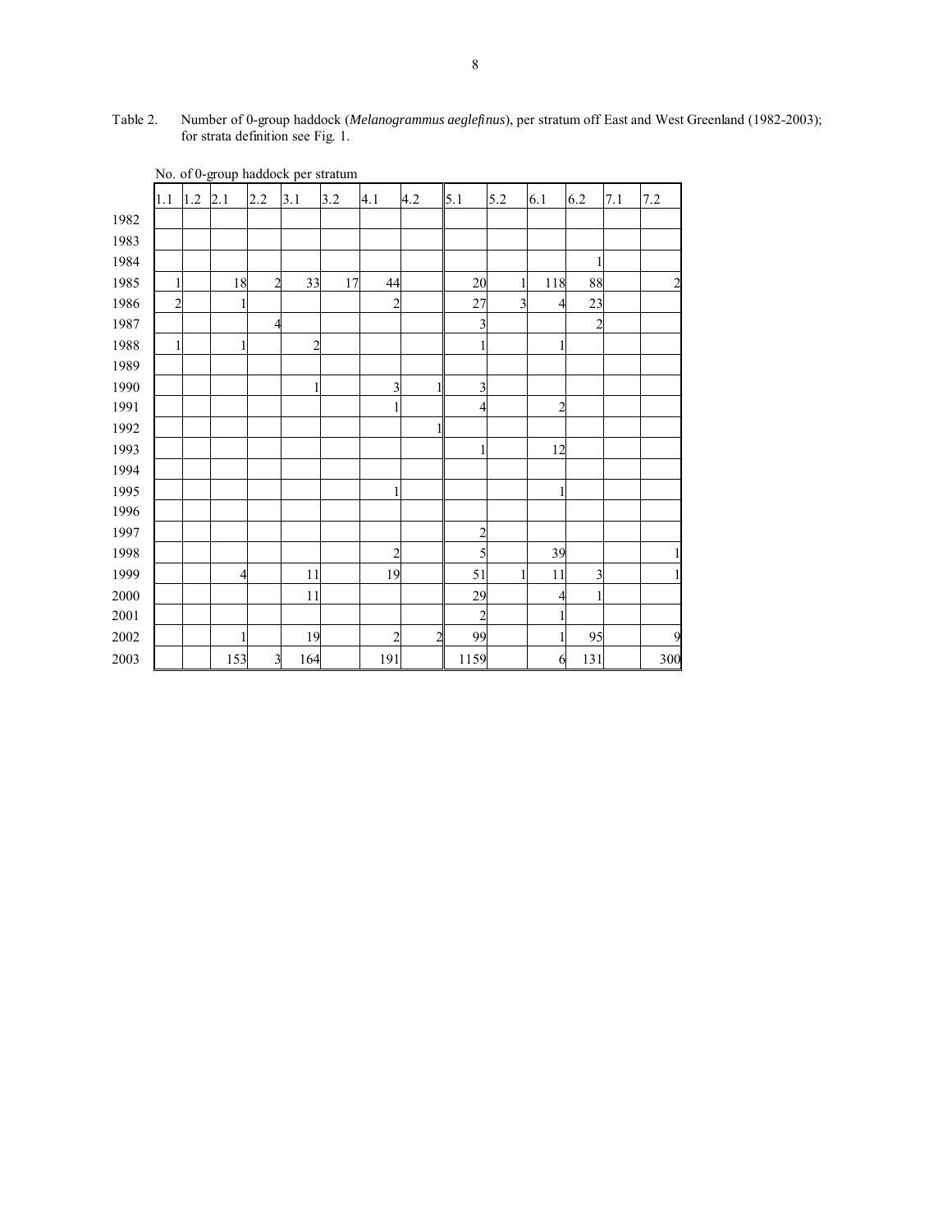Table 2. Number of 0-group haddock (*Melanogrammus aeglefinus*), per stratum off East and West Greenland (1982-2003); for strata definition see Fig. 1.

No. of 0-group haddock per stratum

| | 1.1 | 1.2 | 2.1 | 2.2 | 3.1 | 3.2 | 4.1 | 4.2 | 5.1 | 5.2 | 6.1 | 6.2 | 7.1 | 7.2 |
|---|---|---|---|---|---|---|---|---|---|---|---|---|---|---|
| 1982 | | | | | | | | | | | | | | |
| 1983 | | | | | | | | | | | | | | |
| 1984 | | | | | | | | | | | | 1 | | |
| 1985 | 1 | | 18 | 2 | 33 | 17 | 44 | | 20 | 1 | 118 | 88 | | 2 |
| 1986 | 2 | | 1 | | | | 2 | | 27 | 3 | 4 | 23 | | |
| 1987 | | | | 4 | | | | | 3 | | | 2 | | |
| 1988 | 1 | | 1 | | 2 | | | | 1 | | 1 | | | |
| 1989 | | | | | | | | | | | | | | |
| 1990 | | | | | 1 | | 3 | 1 | 3 | | | | | |
| 1991 | | | | | | | 1 | | 4 | | 2 | | | |
| 1992 | | | | | | | | 1 | | | | | | |
| 1993 | | | | | | | | | 1 | | 12 | | | |
| 1994 | | | | | | | | | | | | | | |
| 1995 | | | | | | | 1 | | | | 1 | | | |
| 1996 | | | | | | | | | | | | | | |
| 1997 | | | | | | | | | 2 | | | | | |
| 1998 | | | | | | | 2 | | 5 | | 39 | | | 1 |
| 1999 | | | 4 | | 11 | | 19 | | 51 | 1 | 11 | 3 | | 1 |
| 2000 | | | | | 11 | | | | 29 | | 4 | 1 | | |
| 2001 | | | | | | | | | 2 | | 1 | | | |
| 2002 | | | 1 | | 19 | | 2 | 2 | 99 | | 1 | 95 | | 9 |
| 2003 | | | 153 | 3 | 164 | | 191 | | 1159 | | 6 | 131 | | 300 |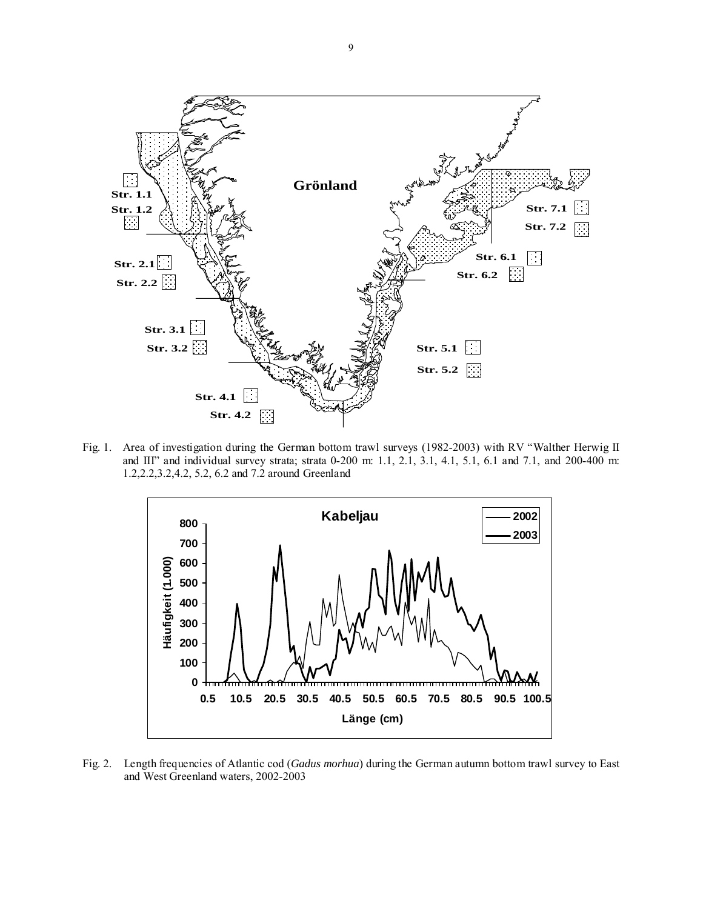Fig. 1. Area of investigation during the German bottom trawl surveys (1982-2003) with RV "Walther Herwig II and III" and individual survey strata; strata 0-200 m: 1.1, 2.1, 3.1, 4.1, 5.1, 6.1 and 7.1, and 200-400 m: 1.2,2.2,3.2,4.2, 5.2, 6.2 and 7.2 around Greenland

Fig. 2. Length frequencies of Atlantic cod (*Gadus morhua*) during the German autumn bottom trawl survey to East and West Greenland waters, 2002-2003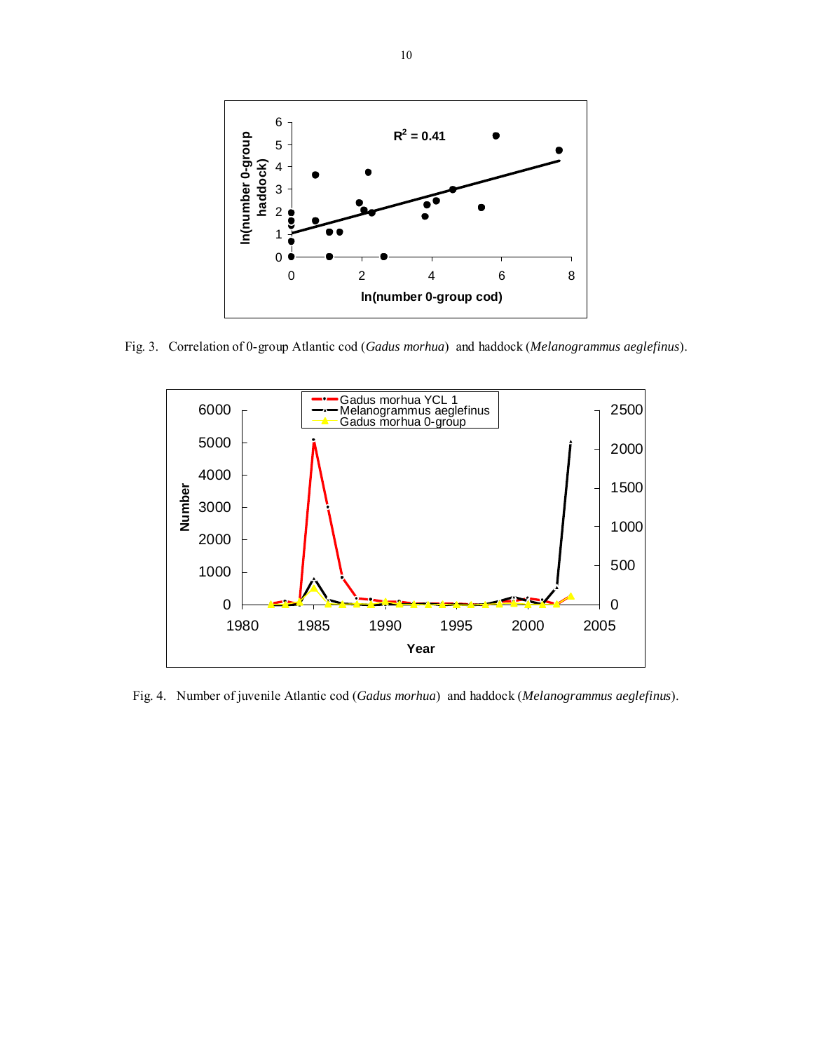Fig. 3. Correlation of 0-group Atlantic cod (*Gadus morhua*) and haddock (*Melanogrammus aeglefinus*).

Fig. 4. Number of juvenile Atlantic cod (*Gadus morhua*) and haddock (*Melanogrammus aeglefinus*).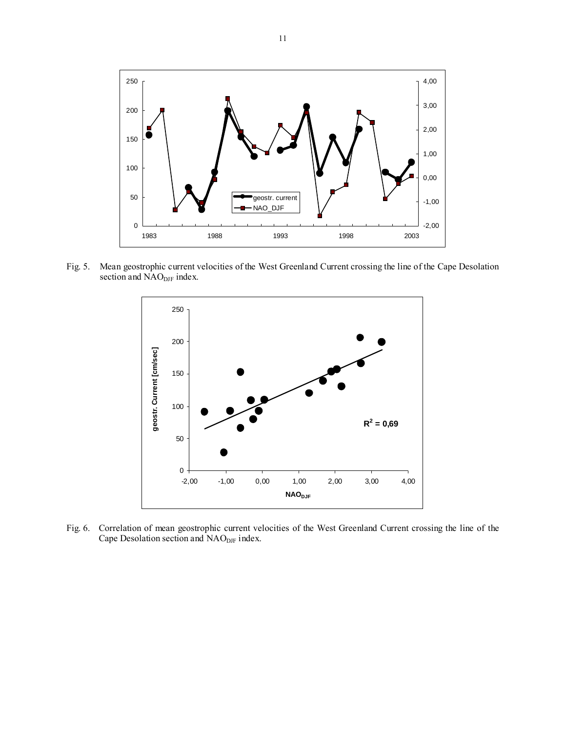Fig. 5. Mean geostrophic current velocities of the West Greenland Current crossing the line of the Cape Desolation section and $NAO_{DJF}$ index.

Fig. 6. Correlation of mean geostrophic current velocities of the West Greenland Current crossing the line of the Cape Desolation section and $NAO_{DJF}$ index.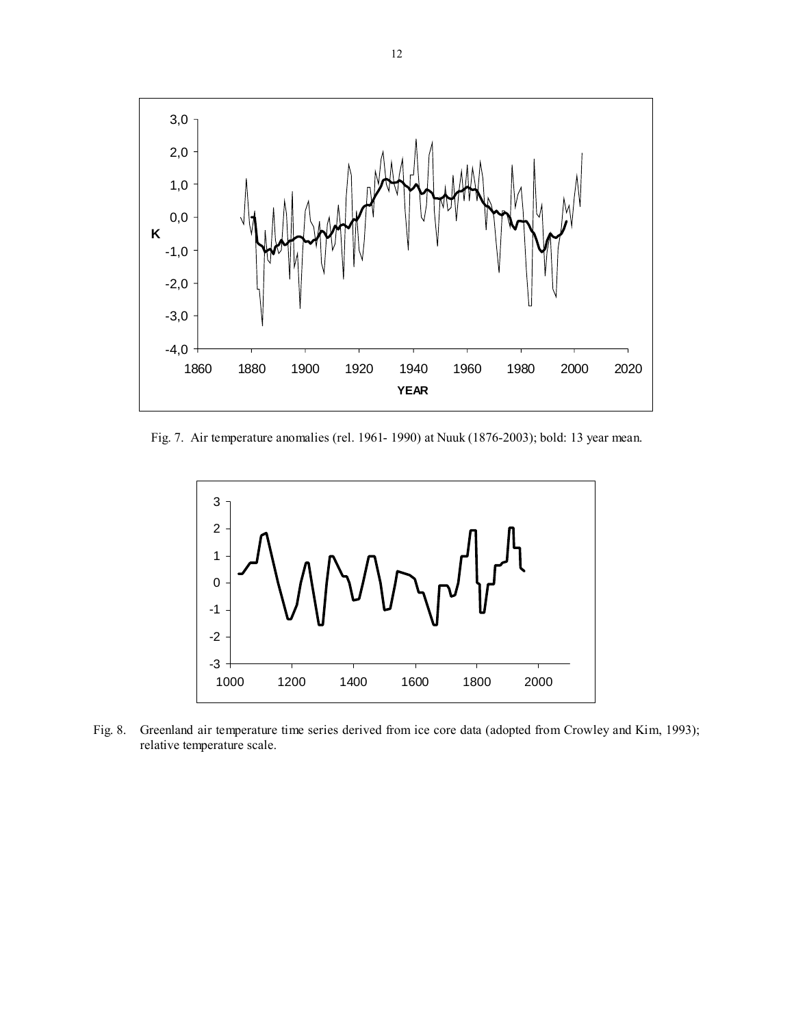Fig. 7. Air temperature anomalies (rel. 1961- 1990) at Nuuk (1876-2003); bold: 13 year mean.

Fig. 8. Greenland air temperature time series derived from ice core data (adopted from Crowley and Kim, 1993); relative temperature scale.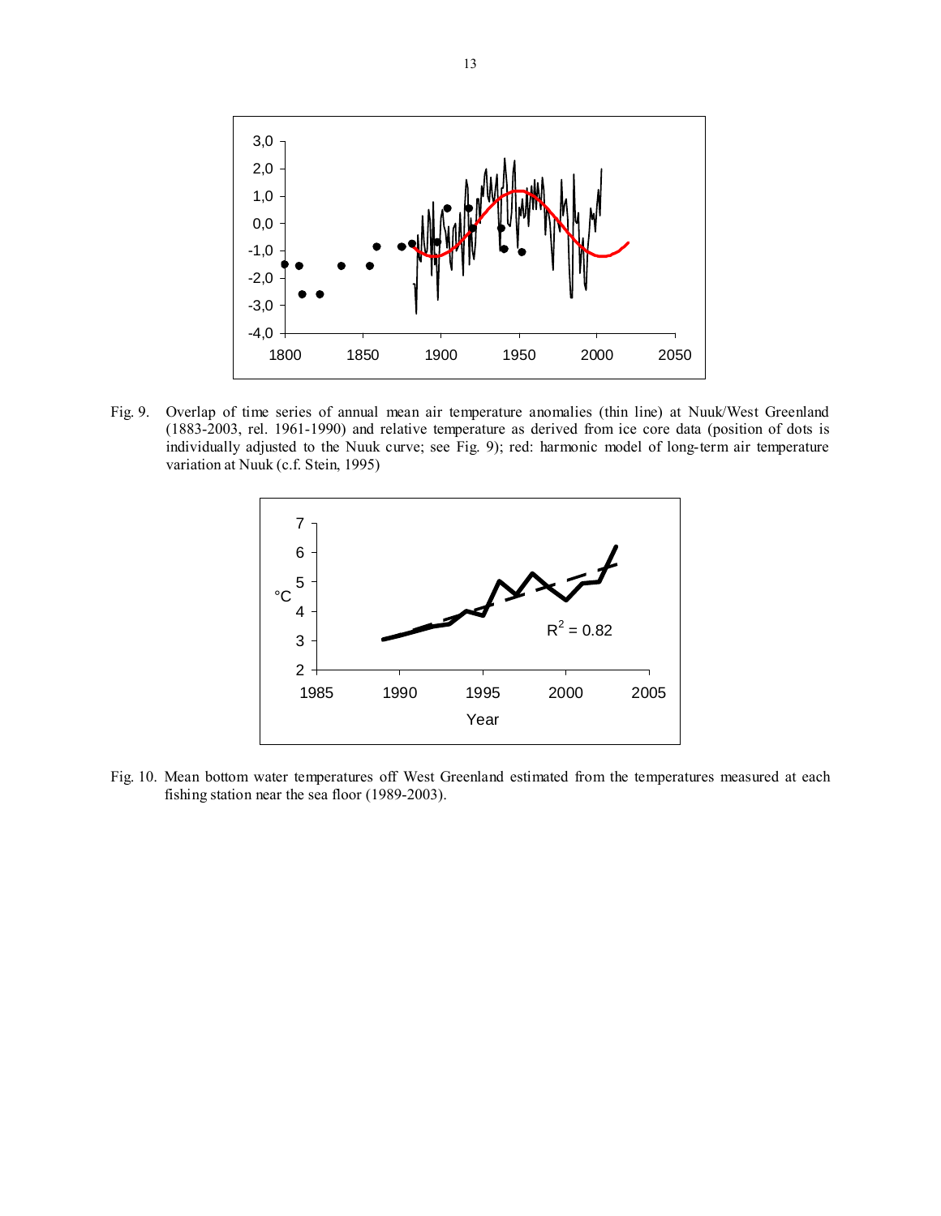Fig. 9. Overlap of time series of annual mean air temperature anomalies (thin line) at Nuuk/West Greenland (1883-2003, rel. 1961-1990) and relative temperature as derived from ice core data (position of dots is individually adjusted to the Nuuk curve; see Fig. 9); red: harmonic model of long-term air temperature variation at Nuuk (c.f. Stein, 1995)

Fig. 10. Mean bottom water temperatures off West Greenland estimated from the temperatures measured at each fishing station near the sea floor (1989-2003).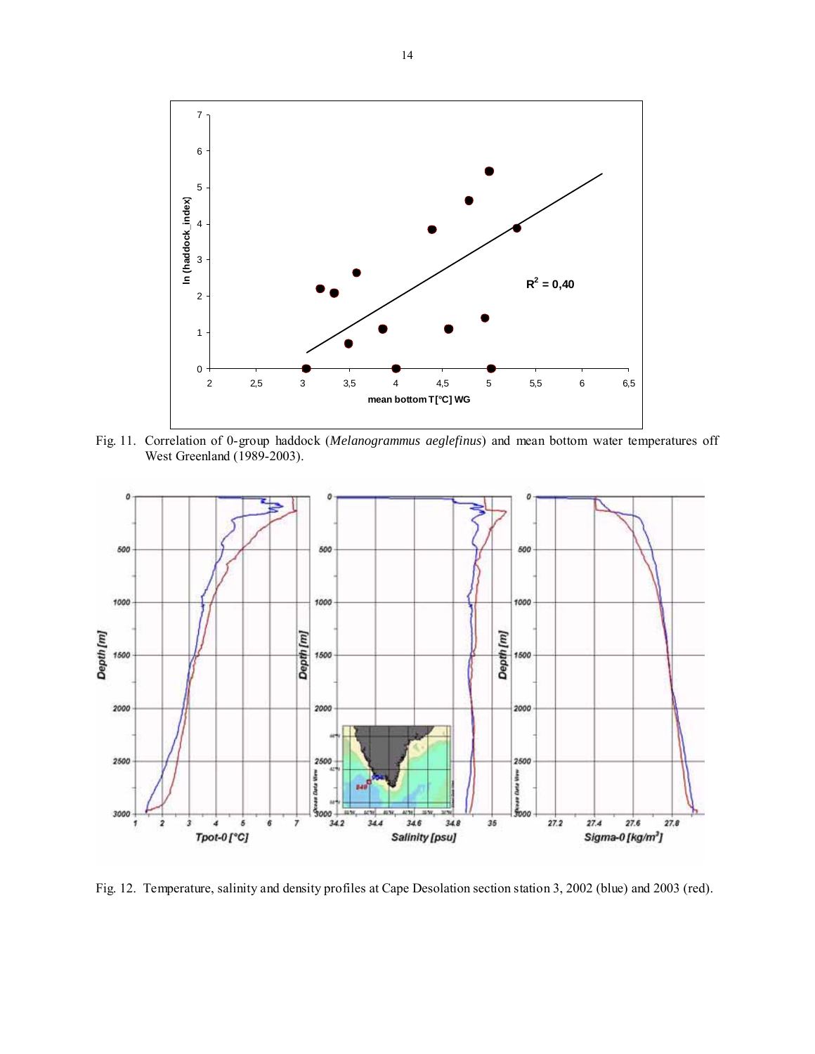Fig. 11. Correlation of 0-group haddock (*Melanogrammus aeglefinus*) and mean bottom water temperatures off West Greenland (1989-2003).

Fig. 12. Temperature, salinity and density profiles at Cape Desolation section station 3, 2002 (blue) and 2003 (red).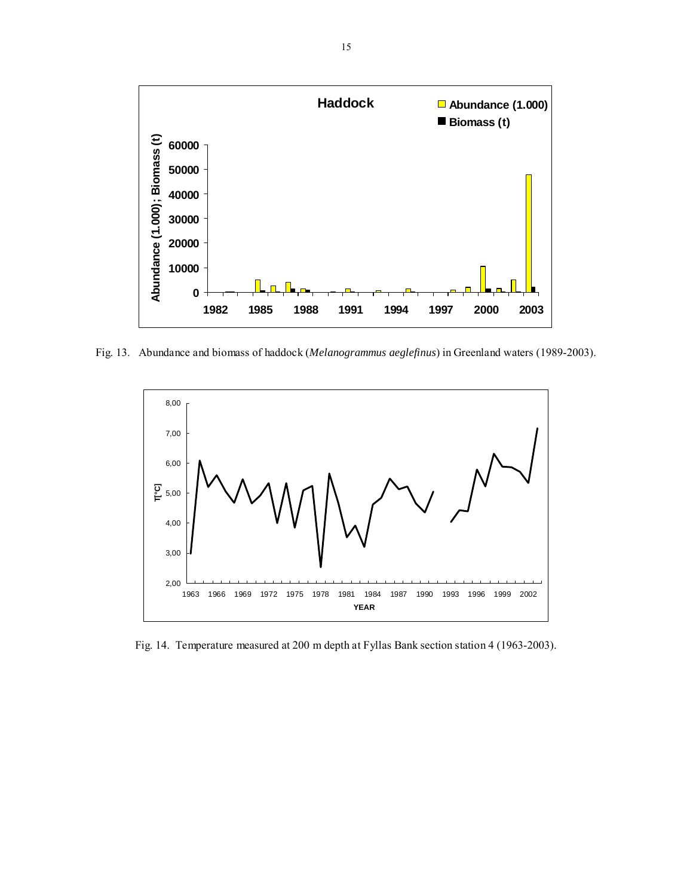Haddock

Abundance (1.000)

Biomass (t)

Abundance (1.000); Biomass (t)

60000
50000
40000
30000
20000
10000
0

1982 1985 1988 1991 1994 1997 2000 2003

Fig. 13. Abundance and biomass of haddock (*Melanogrammus aeglefinus*) in Greenland waters (1989-2003).

T[°C]

8,00
7,00
6,00
5,00
4,00
3,00
2,00

1963 1966 1969 1972 1975 1978 1981 1984 1987 1990 1993 1996 1999 2002

YEAR

Fig. 14. Temperature measured at 200 m depth at Fyllas Bank section station 4 (1963-2003).